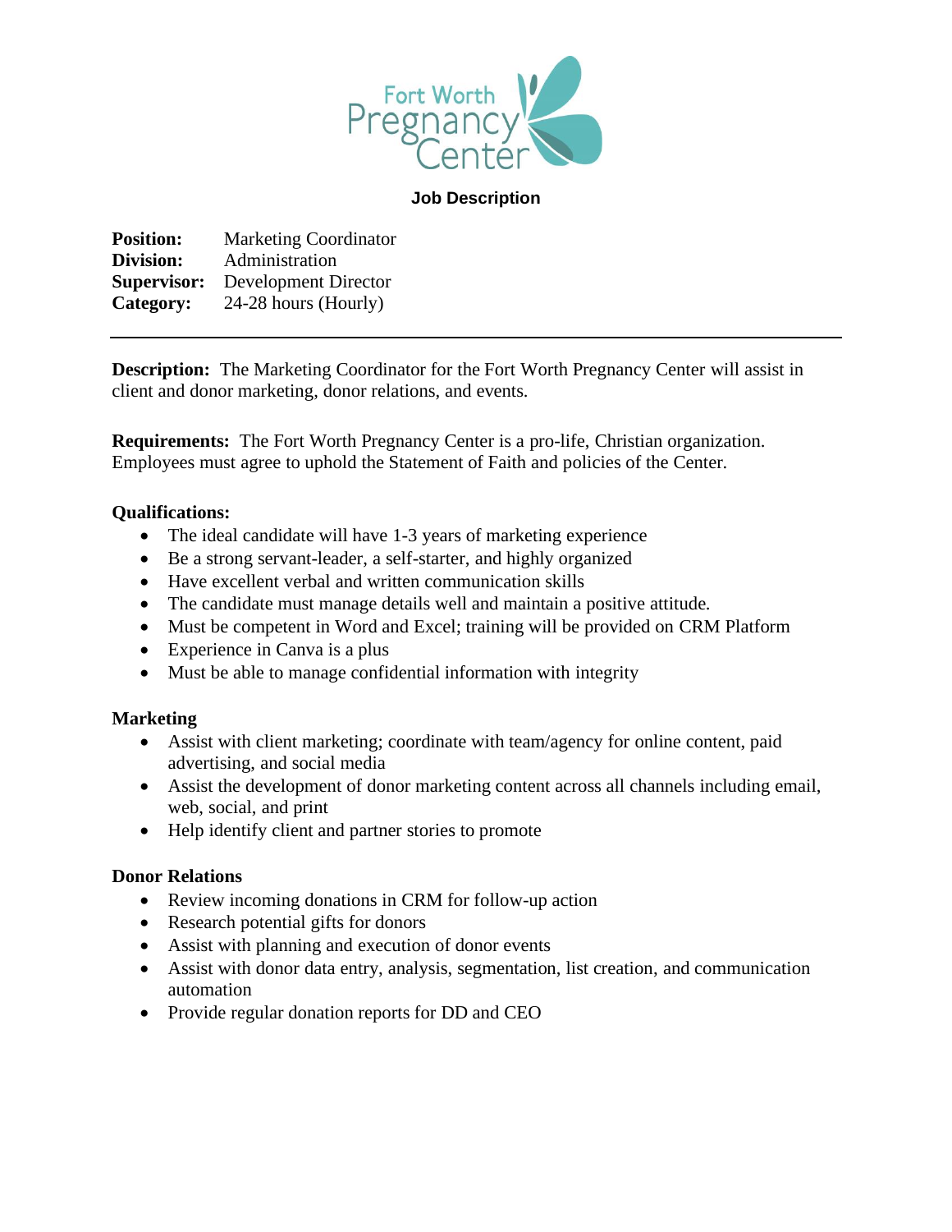Fort Worth Pregnancy Center

# Job Description

**Position:** Marketing Coordinator
**Division:** Administration
**Supervisor:** Development Director
**Category:** 24-28 hours (Hourly)

---

**Description:** The Marketing Coordinator for the Fort Worth Pregnancy Center will assist in client and donor marketing, donor relations, and events.

**Requirements:** The Fort Worth Pregnancy Center is a pro-life, Christian organization. Employees must agree to uphold the Statement of Faith and policies of the Center.

**Qualifications:**

- The ideal candidate will have 1-3 years of marketing experience
- Be a strong servant-leader, a self-starter, and highly organized
- Have excellent verbal and written communication skills
- The candidate must manage details well and maintain a positive attitude.
- Must be competent in Word and Excel; training will be provided on CRM Platform
- Experience in Canva is a plus
- Must be able to manage confidential information with integrity

**Marketing**

- Assist with client marketing; coordinate with team/agency for online content, paid advertising, and social media
- Assist the development of donor marketing content across all channels including email, web, social, and print
- Help identify client and partner stories to promote

**Donor Relations**

- Review incoming donations in CRM for follow-up action
- Research potential gifts for donors
- Assist with planning and execution of donor events
- Assist with donor data entry, analysis, segmentation, list creation, and communication automation
- Provide regular donation reports for DD and CEO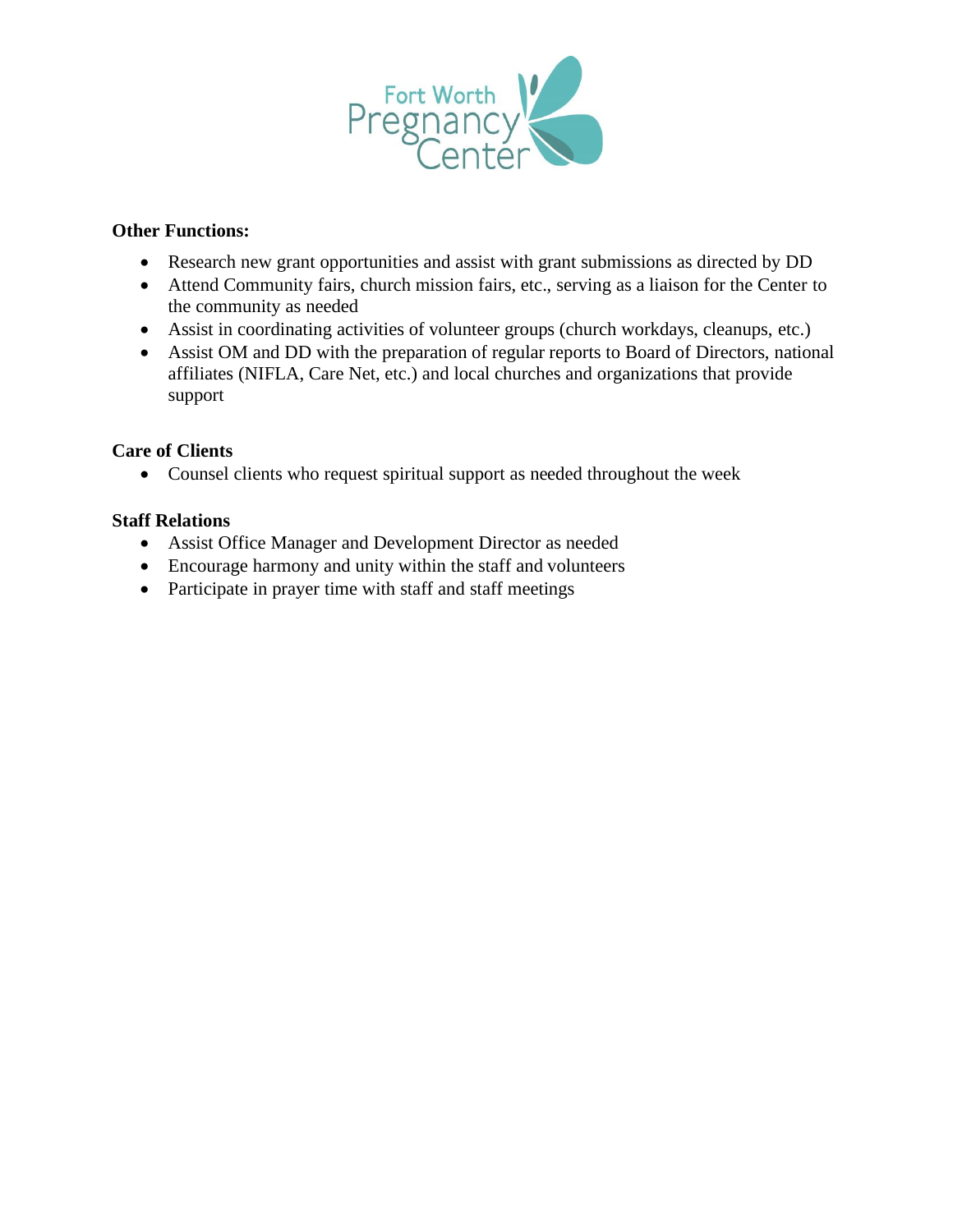**Other Functions:**

- Research new grant opportunities and assist with grant submissions as directed by DD
- Attend Community fairs, church mission fairs, etc., serving as a liaison for the Center to the community as needed
- Assist in coordinating activities of volunteer groups (church workdays, cleanups, etc.)
- Assist OM and DD with the preparation of regular reports to Board of Directors, national affiliates (NIFLA, Care Net, etc.) and local churches and organizations that provide support

**Care of Clients**

- Counsel clients who request spiritual support as needed throughout the week

**Staff Relations**

- Assist Office Manager and Development Director as needed
- Encourage harmony and unity within the staff and volunteers
- Participate in prayer time with staff and staff meetings